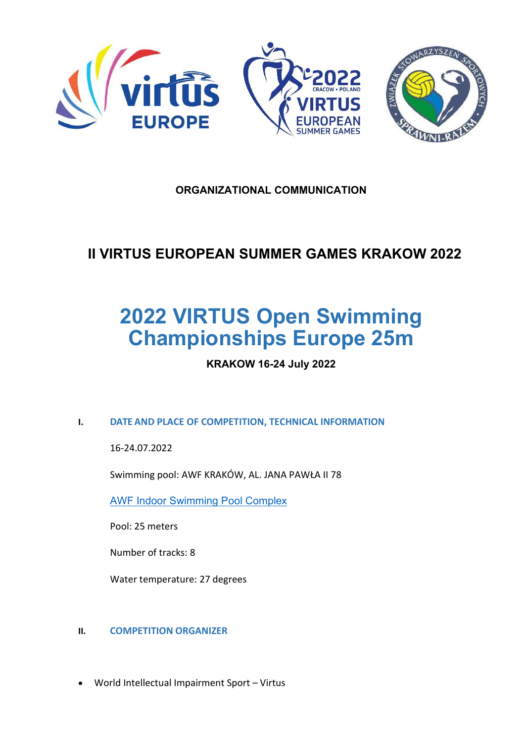**ORGANIZATIONAL COMMUNICATION**

# II VIRTUS EUROPEAN SUMMER GAMES KRAKOW 2022

# 2022 VIRTUS Open Swimming Championships Europe 25m

**KRAKOW 16-24 July 2022**

## I. DATE AND PLACE OF COMPETITION, TECHNICAL INFORMATION

16-24.07.2022

Swimming pool: AWF KRAKÓW, AL. JANA PAWŁA II 78

AWF Indoor Swimming Pool Complex

Pool: 25 meters

Number of tracks: 8

Water temperature: 27 degrees

## II. COMPETITION ORGANIZER

- World Intellectual Impairment Sport – Virtus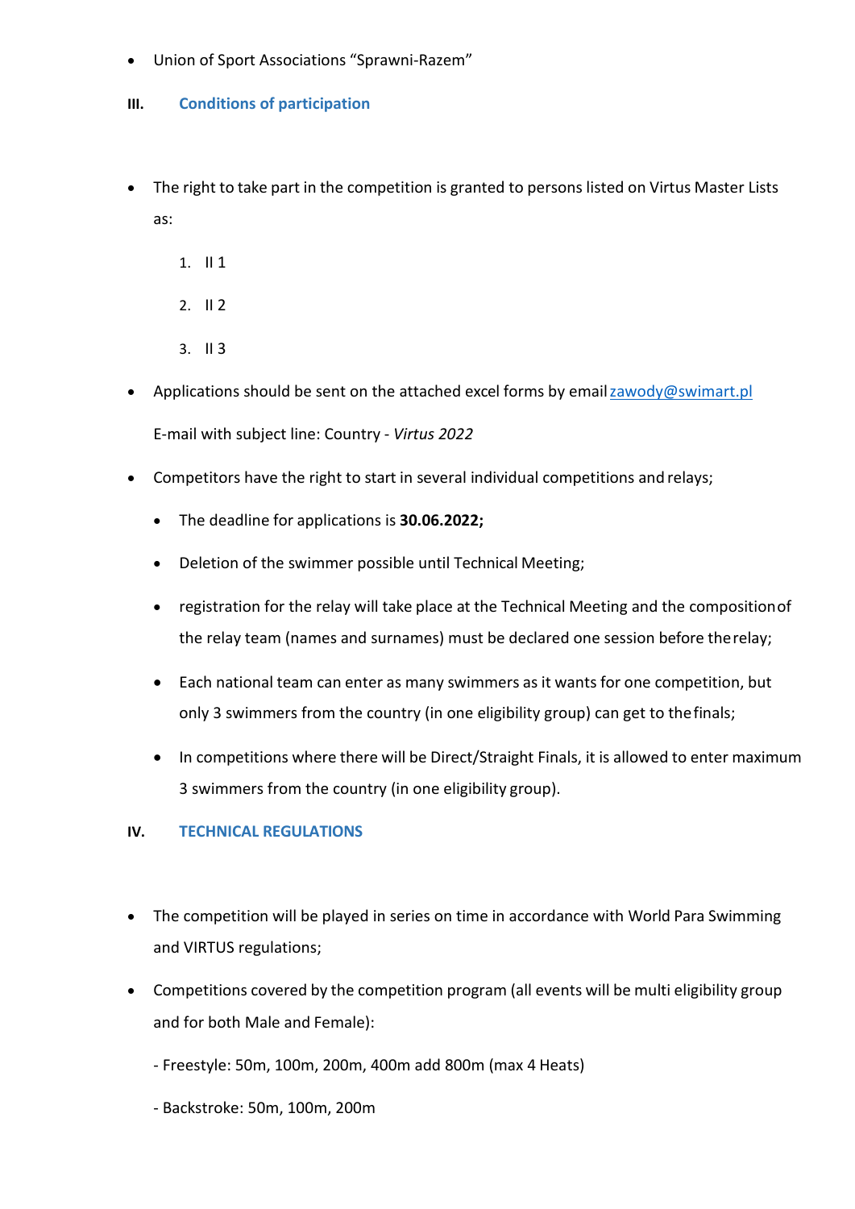- Union of Sport Associations "Sprawni-Razem"

## III. Conditions of participation

- The right to take part in the competition is granted to persons listed on Virtus Master Lists as:
  1. II 1
  2. II 2
  3. II 3
- Applications should be sent on the attached excel forms by email zawody@swimart.pl

  E-mail with subject line: Country - *Virtus 2022*
- Competitors have the right to start in several individual competitions and relays;
  - The deadline for applications is **30.06.2022;**
  - Deletion of the swimmer possible until Technical Meeting;
  - registration for the relay will take place at the Technical Meeting and the composition of the relay team (names and surnames) must be declared one session before the relay;
  - Each national team can enter as many swimmers as it wants for one competition, but only 3 swimmers from the country (in one eligibility group) can get to the finals;
  - In competitions where there will be Direct/Straight Finals, it is allowed to enter maximum 3 swimmers from the country (in one eligibility group).

## IV. TECHNICAL REGULATIONS

- The competition will be played in series on time in accordance with World Para Swimming and VIRTUS regulations;
- Competitions covered by the competition program (all events will be multi eligibility group and for both Male and Female):

  - Freestyle: 50m, 100m, 200m, 400m add 800m (max 4 Heats)

  - Backstroke: 50m, 100m, 200m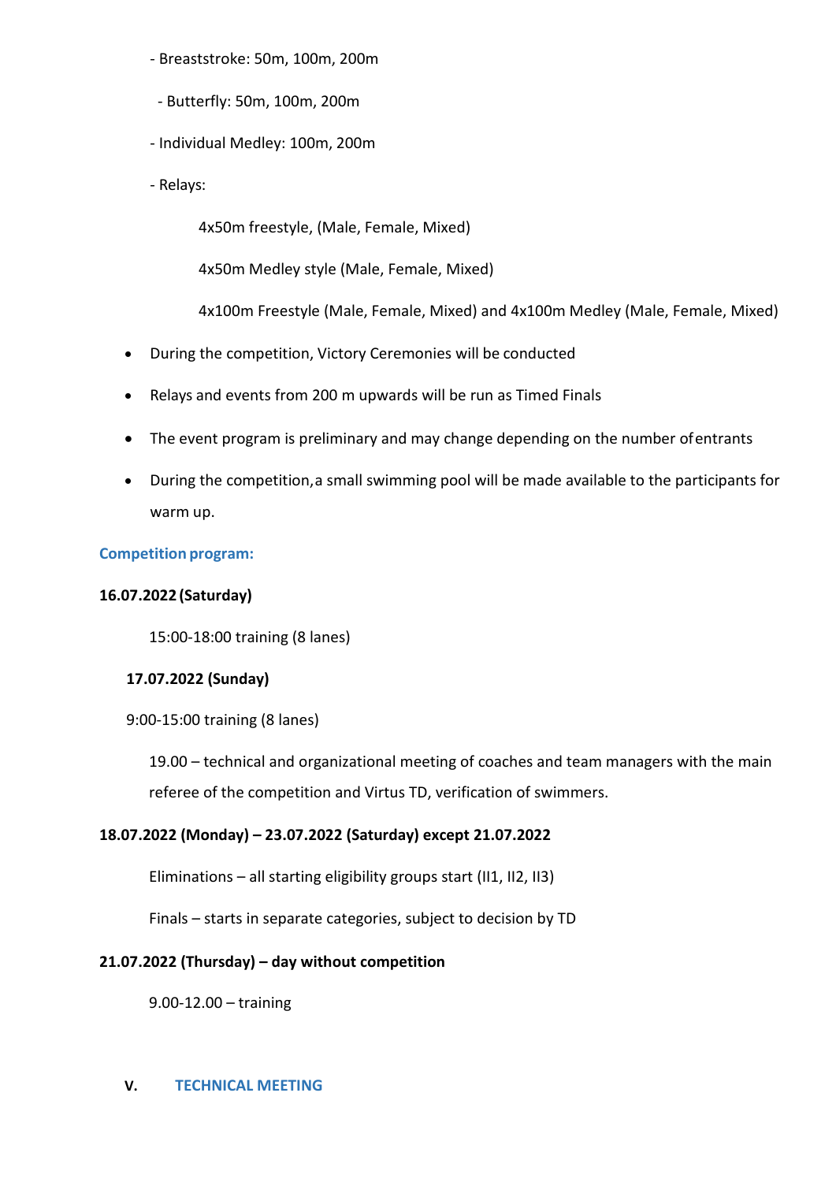- Breaststroke: 50m, 100m, 200m

- Butterfly: 50m, 100m, 200m

- Individual Medley: 100m, 200m

- Relays:

  4x50m freestyle, (Male, Female, Mixed)

  4x50m Medley style (Male, Female, Mixed)

  4x100m Freestyle (Male, Female, Mixed) and 4x100m Medley (Male, Female, Mixed)

- During the competition, Victory Ceremonies will be conducted
- Relays and events from 200 m upwards will be run as Timed Finals
- The event program is preliminary and may change depending on the number of entrants
- During the competition, a small swimming pool will be made available to the participants for warm up.

**Competition program:**

**16.07.2022 (Saturday)**

15:00-18:00 training (8 lanes)

**17.07.2022 (Sunday)**

9:00-15:00 training (8 lanes)

19.00 – technical and organizational meeting of coaches and team managers with the main referee of the competition and Virtus TD, verification of swimmers.

**18.07.2022 (Monday) – 23.07.2022 (Saturday) except 21.07.2022**

Eliminations – all starting eligibility groups start (II1, II2, II3)

Finals – starts in separate categories, subject to decision by TD

**21.07.2022 (Thursday) – day without competition**

9.00-12.00 – training

## V. TECHNICAL MEETING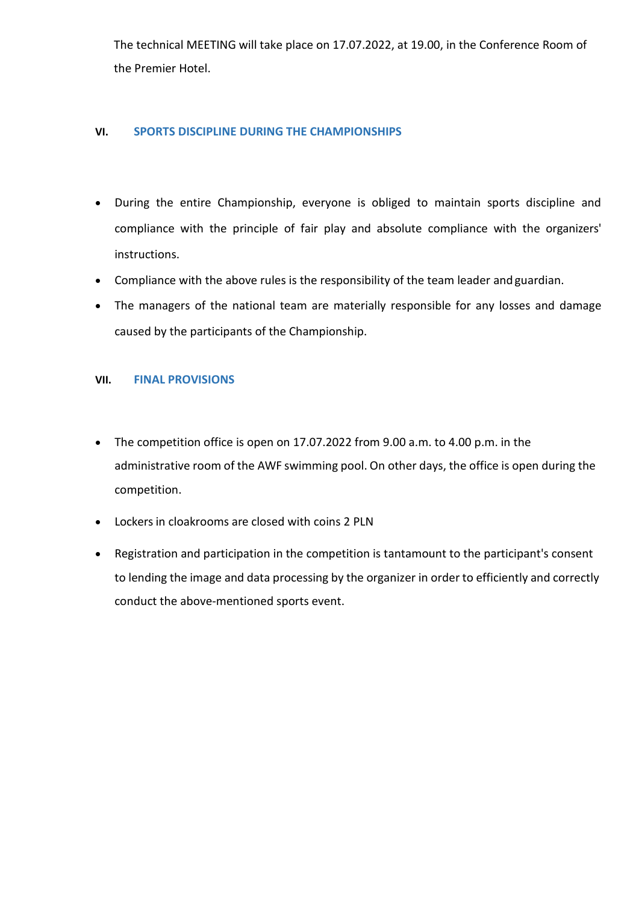The technical MEETING will take place on 17.07.2022, at 19.00, in the Conference Room of the Premier Hotel.

## VI. SPORTS DISCIPLINE DURING THE CHAMPIONSHIPS

- During the entire Championship, everyone is obliged to maintain sports discipline and compliance with the principle of fair play and absolute compliance with the organizers' instructions.
- Compliance with the above rules is the responsibility of the team leader and guardian.
- The managers of the national team are materially responsible for any losses and damage caused by the participants of the Championship.

## VII. FINAL PROVISIONS

- The competition office is open on 17.07.2022 from 9.00 a.m. to 4.00 p.m. in the administrative room of the AWF swimming pool. On other days, the office is open during the competition.
- Lockers in cloakrooms are closed with coins 2 PLN
- Registration and participation in the competition is tantamount to the participant's consent to lending the image and data processing by the organizer in order to efficiently and correctly conduct the above-mentioned sports event.